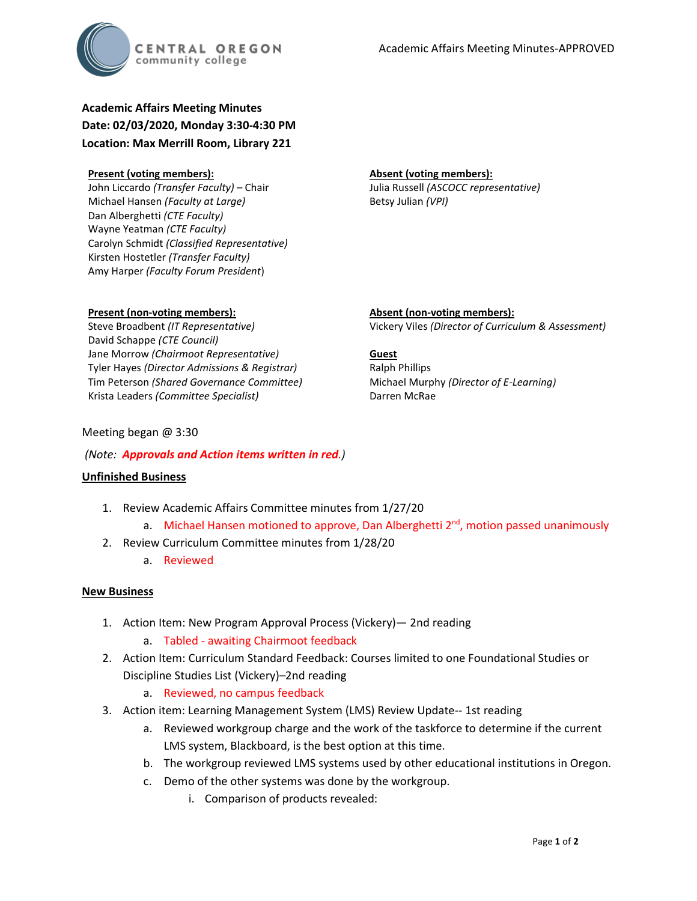Academic Affairs Meeting Minutes-APPROVED

**Academic Affairs Meeting Minutes**
**Date: 02/03/2020, Monday 3:30-4:30 PM**
**Location: Max Merrill Room, Library 221**

**Present (voting members):**
John Liccardo *(Transfer Faculty)* – Chair
Michael Hansen *(Faculty at Large)*
Dan Alberghetti *(CTE Faculty)*
Wayne Yeatman *(CTE Faculty)*
Carolyn Schmidt *(Classified Representative)*
Kirsten Hostetler *(Transfer Faculty)*
Amy Harper *(Faculty Forum President)*

**Absent (voting members):**
Julia Russell *(ASCOCC representative)*
Betsy Julian *(VPI)*

**Present (non-voting members):**
Steve Broadbent *(IT Representative)*
David Schappe *(CTE Council)*
Jane Morrow *(Chairmoot Representative)*
Tyler Hayes *(Director Admissions & Registrar)*
Tim Peterson *(Shared Governance Committee)*
Krista Leaders *(Committee Specialist)*

**Absent (non-voting members):**
Vickery Viles *(Director of Curriculum & Assessment)*

**Guest**
Ralph Phillips
Michael Murphy *(Director of E-Learning)*
Darren McRae

Meeting began @ 3:30

*(Note: **Approvals and Action items written in red**.)*

**Unfinished Business**

1. Review Academic Affairs Committee minutes from 1/27/20
   a. Michael Hansen motioned to approve, Dan Alberghetti 2nd, motion passed unanimously
2. Review Curriculum Committee minutes from 1/28/20
   a. Reviewed

**New Business**

1. Action Item: New Program Approval Process (Vickery)— 2nd reading
   a. Tabled - awaiting Chairmoot feedback
2. Action Item: Curriculum Standard Feedback: Courses limited to one Foundational Studies or Discipline Studies List (Vickery)–2nd reading
   a. Reviewed, no campus feedback
3. Action item: Learning Management System (LMS) Review Update-- 1st reading
   a. Reviewed workgroup charge and the work of the taskforce to determine if the current LMS system, Blackboard, is the best option at this time.
   b. The workgroup reviewed LMS systems used by other educational institutions in Oregon.
   c. Demo of the other systems was done by the workgroup.
      i. Comparison of products revealed: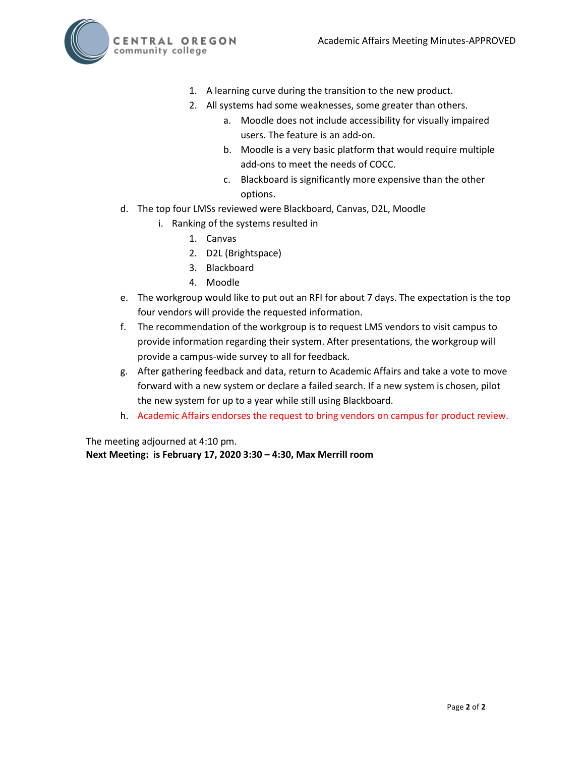1. A learning curve during the transition to the new product.
2. All systems had some weaknesses, some greater than others.
    a. Moodle does not include accessibility for visually impaired users. The feature is an add-on.
    b. Moodle is a very basic platform that would require multiple add-ons to meet the needs of COCC.
    c. Blackboard is significantly more expensive than the other options.

d. The top four LMSs reviewed were Blackboard, Canvas, D2L, Moodle
    i. Ranking of the systems resulted in
        1. Canvas
        2. D2L (Brightspace)
        3. Blackboard
        4. Moodle

e. The workgroup would like to put out an RFI for about 7 days. The expectation is the top four vendors will provide the requested information.

f. The recommendation of the workgroup is to request LMS vendors to visit campus to provide information regarding their system. After presentations, the workgroup will provide a campus-wide survey to all for feedback.

g. After gathering feedback and data, return to Academic Affairs and take a vote to move forward with a new system or declare a failed search. If a new system is chosen, pilot the new system for up to a year while still using Blackboard.

h. Academic Affairs endorses the request to bring vendors on campus for product review.

The meeting adjourned at 4:10 pm.

**Next Meeting: is February 17, 2020 3:30 – 4:30, Max Merrill room**